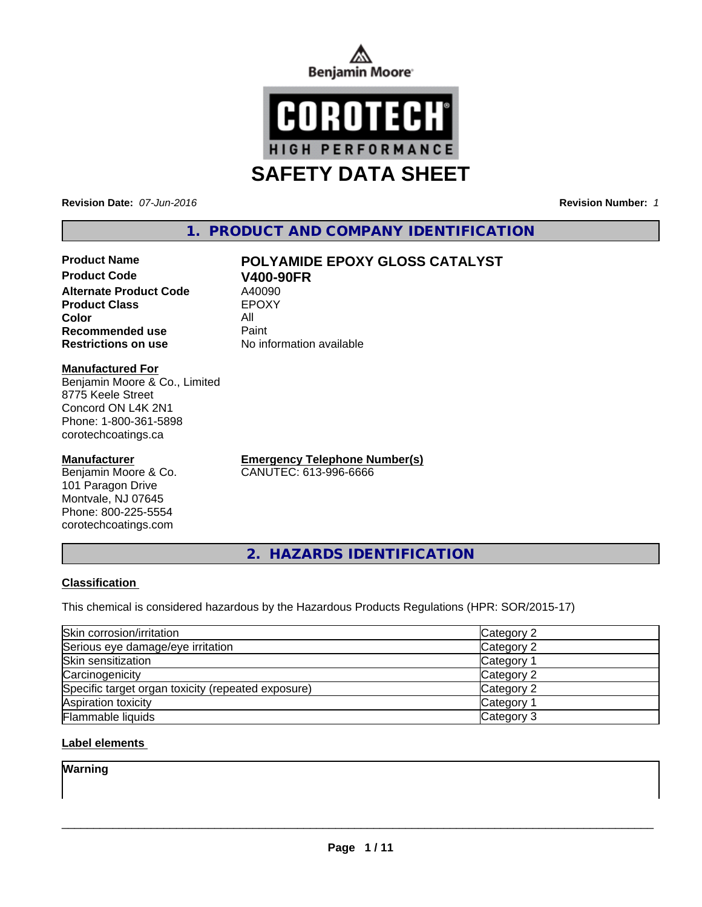Benjamin Moore

COROTECH
HIGH PERFORMANCE

# SAFETY DATA SHEET

**Revision Date:** *07-Jun-2016* **Revision Number:** *1*

## 1. PRODUCT AND COMPANY IDENTIFICATION

| | |
|---|---|
| **Product Name** | **POLYAMIDE EPOXY GLOSS CATALYST** |
| **Product Code** | **V400-90FR** |
| **Alternate Product Code** | A40090 |
| **Product Class** | EPOXY |
| **Color** | All |
| **Recommended use** | Paint |
| **Restrictions on use** | No information available |

**Manufactured For**
Benjamin Moore & Co., Limited
8775 Keele Street
Concord ON L4K 2N1
Phone: 1-800-361-5898
corotechcoatings.ca

**Manufacturer**
Benjamin Moore & Co.
101 Paragon Drive
Montvale, NJ 07645
Phone: 800-225-5554
corotechcoatings.com

**Emergency Telephone Number(s)**
CANUTEC: 613-996-6666

## 2. HAZARDS IDENTIFICATION

### Classification

This chemical is considered hazardous by the Hazardous Products Regulations (HPR: SOR/2015-17)

| | |
|---|---|
| Skin corrosion/irritation | Category 2 |
| Serious eye damage/eye irritation | Category 2 |
| Skin sensitization | Category 1 |
| Carcinogenicity | Category 2 |
| Specific target organ toxicity (repeated exposure) | Category 2 |
| Aspiration toxicity | Category 1 |
| Flammable liquids | Category 3 |

### Label elements

**Warning**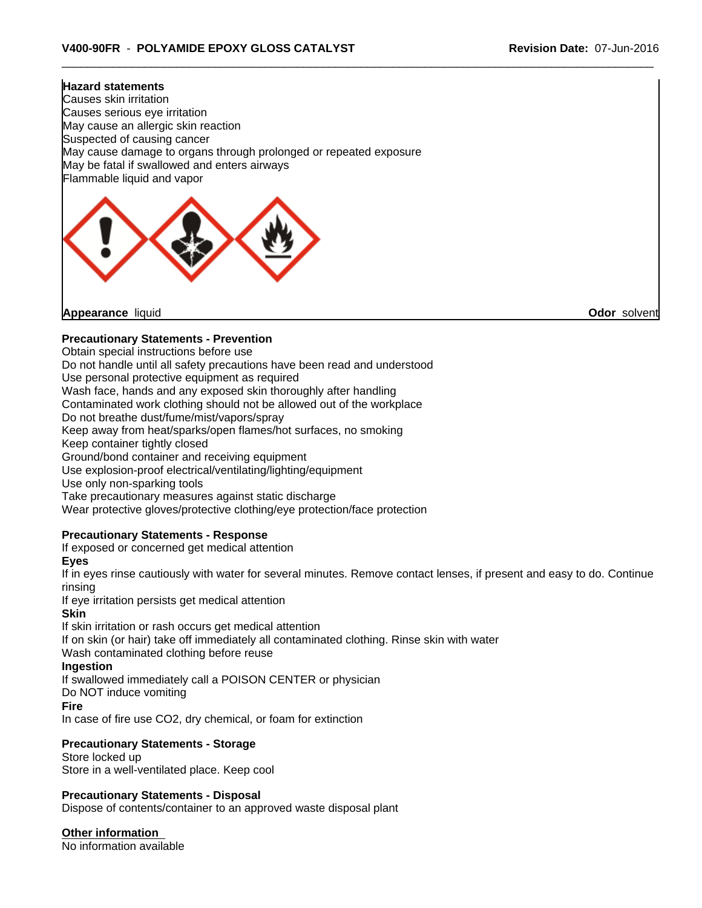**Hazard statements**
Causes skin irritation
Causes serious eye irritation
May cause an allergic skin reaction
Suspected of causing cancer
May cause damage to organs through prolonged or repeated exposure
May be fatal if swallowed and enters airways
Flammable liquid and vapor

**Appearance** liquid **Odor** solvent

**Precautionary Statements - Prevention**
Obtain special instructions before use
Do not handle until all safety precautions have been read and understood
Use personal protective equipment as required
Wash face, hands and any exposed skin thoroughly after handling
Contaminated work clothing should not be allowed out of the workplace
Do not breathe dust/fume/mist/vapors/spray
Keep away from heat/sparks/open flames/hot surfaces, no smoking
Keep container tightly closed
Ground/bond container and receiving equipment
Use explosion-proof electrical/ventilating/lighting/equipment
Use only non-sparking tools
Take precautionary measures against static discharge
Wear protective gloves/protective clothing/eye protection/face protection

**Precautionary Statements - Response**
If exposed or concerned get medical attention
**Eyes**
If in eyes rinse cautiously with water for several minutes. Remove contact lenses, if present and easy to do. Continue rinsing
If eye irritation persists get medical attention
**Skin**
If skin irritation or rash occurs get medical attention
If on skin (or hair) take off immediately all contaminated clothing. Rinse skin with water
Wash contaminated clothing before reuse
**Ingestion**
If swallowed immediately call a POISON CENTER or physician
Do NOT induce vomiting
**Fire**
In case of fire use $CO_2$, dry chemical, or foam for extinction

**Precautionary Statements - Storage**
Store locked up
Store in a well-ventilated place. Keep cool

**Precautionary Statements - Disposal**
Dispose of contents/container to an approved waste disposal plant

**Other information**
No information available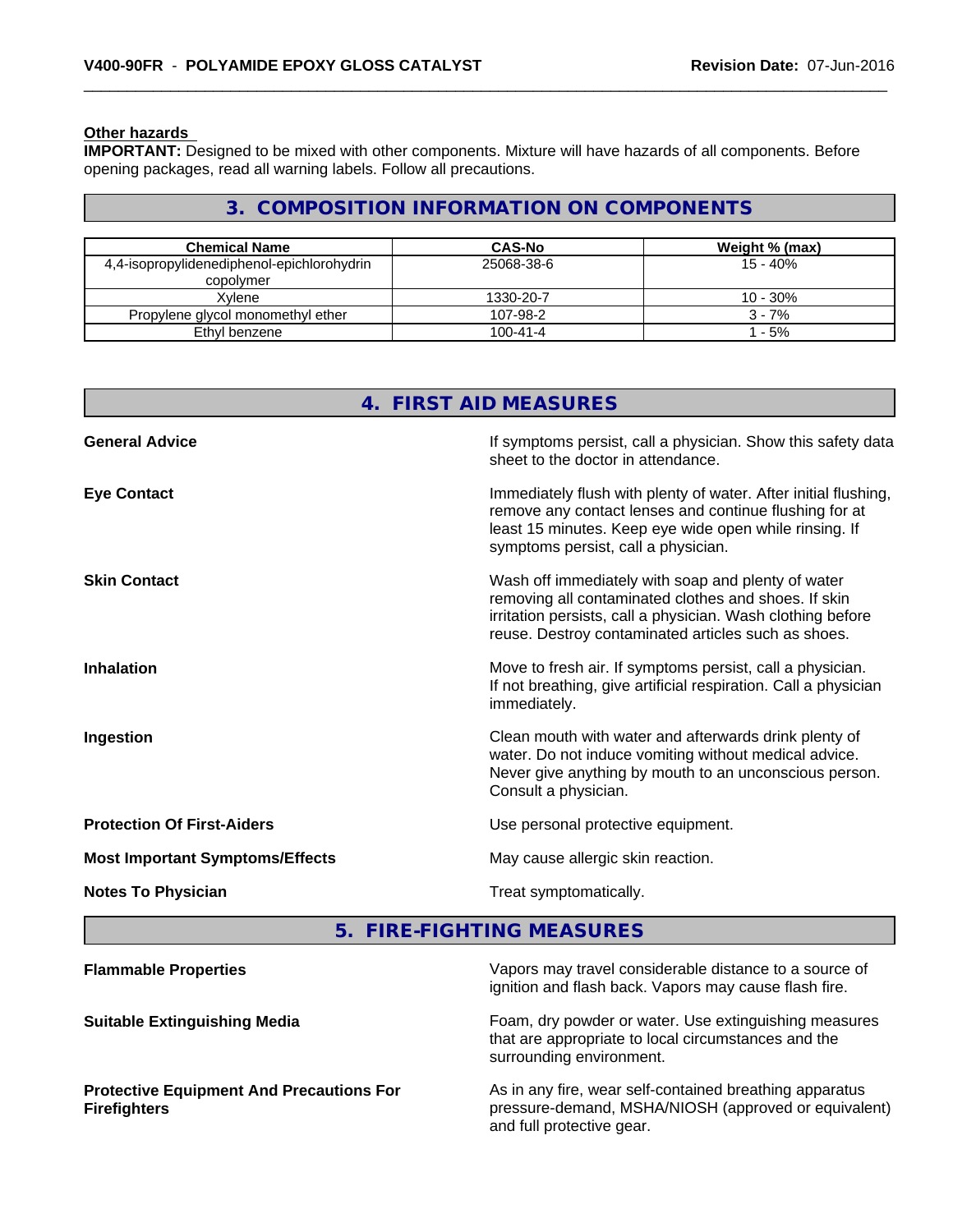**Other hazards**

**IMPORTANT:** Designed to be mixed with other components. Mixture will have hazards of all components. Before opening packages, read all warning labels. Follow all precautions.

## 3. COMPOSITION INFORMATION ON COMPONENTS

| Chemical Name | CAS-No | Weight % (max) |
|---|---|---|
| 4,4-isopropylidenediphenol-epichlorohydrin copolymer | 25068-38-6 | 15 - 40% |
| Xylene | 1330-20-7 | 10 - 30% |
| Propylene glycol monomethyl ether | 107-98-2 | 3 - 7% |
| Ethyl benzene | 100-41-4 | 1 - 5% |

## 4. FIRST AID MEASURES

**General Advice**
If symptoms persist, call a physician. Show this safety data sheet to the doctor in attendance.

**Eye Contact**
Immediately flush with plenty of water. After initial flushing, remove any contact lenses and continue flushing for at least 15 minutes. Keep eye wide open while rinsing. If symptoms persist, call a physician.

**Skin Contact**
Wash off immediately with soap and plenty of water removing all contaminated clothes and shoes. If skin irritation persists, call a physician. Wash clothing before reuse. Destroy contaminated articles such as shoes.

**Inhalation**
Move to fresh air. If symptoms persist, call a physician. If not breathing, give artificial respiration. Call a physician immediately.

**Ingestion**
Clean mouth with water and afterwards drink plenty of water. Do not induce vomiting without medical advice. Never give anything by mouth to an unconscious person. Consult a physician.

**Protection Of First-Aiders**
Use personal protective equipment.

**Most Important Symptoms/Effects**
May cause allergic skin reaction.

**Notes To Physician**
Treat symptomatically.

## 5. FIRE-FIGHTING MEASURES

**Flammable Properties**
Vapors may travel considerable distance to a source of ignition and flash back. Vapors may cause flash fire.

**Suitable Extinguishing Media**
Foam, dry powder or water. Use extinguishing measures that are appropriate to local circumstances and the surrounding environment.

**Protective Equipment And Precautions For Firefighters**
As in any fire, wear self-contained breathing apparatus pressure-demand, MSHA/NIOSH (approved or equivalent) and full protective gear.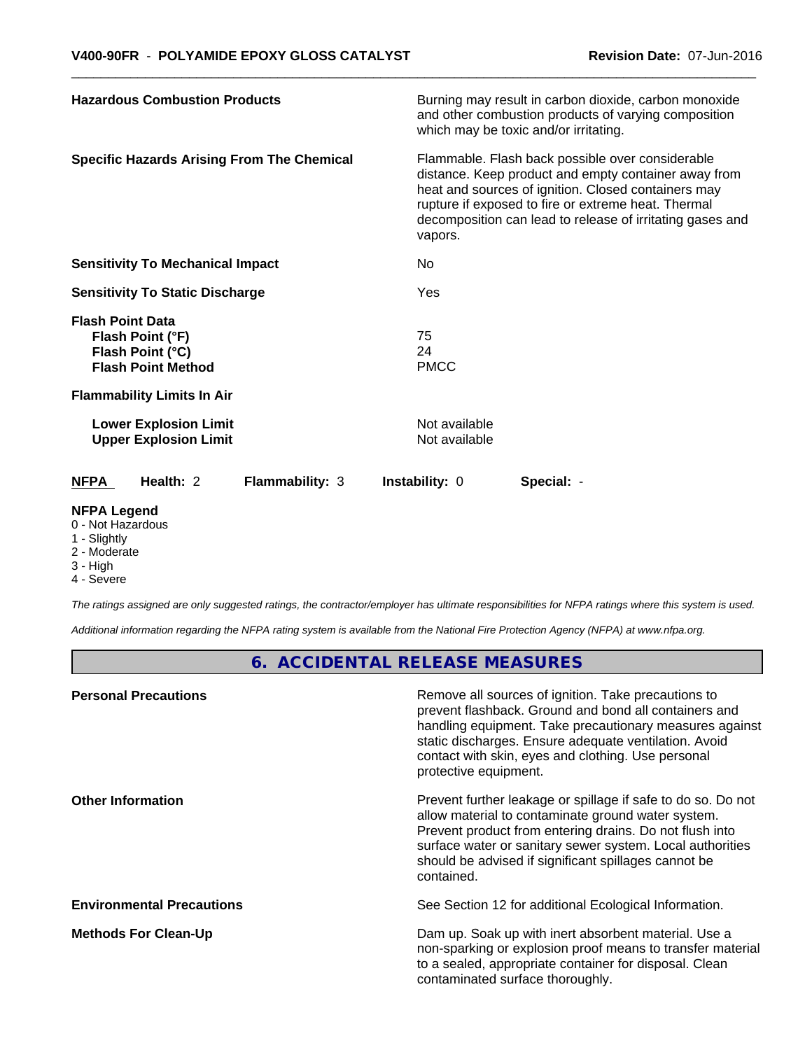| | |
|---|---|
| **Hazardous Combustion Products** | Burning may result in carbon dioxide, carbon monoxide and other combustion products of varying composition which may be toxic and/or irritating. |
| **Specific Hazards Arising From The Chemical** | Flammable. Flash back possible over considerable distance. Keep product and empty container away from heat and sources of ignition. Closed containers may rupture if exposed to fire or extreme heat. Thermal decomposition can lead to release of irritating gases and vapors. |
| **Sensitivity To Mechanical Impact** | No |
| **Sensitivity To Static Discharge** | Yes |
| **Flash Point Data** | |
| **Flash Point (°F)** | 75 |
| **Flash Point (°C)** | 24 |
| **Flash Point Method** | PMCC |
| **Flammability Limits In Air** | |
| **Lower Explosion Limit** | Not available |
| **Upper Explosion Limit** | Not available |

| **NFPA** | **Health:** 2 | **Flammability:** 3 | **Instability:** 0 | **Special:** - |
|---|---|---|---|---|

**NFPA Legend**
0 - Not Hazardous
1 - Slightly
2 - Moderate
3 - High
4 - Severe

*The ratings assigned are only suggested ratings, the contractor/employer has ultimate responsibilities for NFPA ratings where this system is used.*

*Additional information regarding the NFPA rating system is available from the National Fire Protection Agency (NFPA) at www.nfpa.org.*

## 6. ACCIDENTAL RELEASE MEASURES

| | |
|---|---|
| **Personal Precautions** | Remove all sources of ignition. Take precautions to prevent flashback. Ground and bond all containers and handling equipment. Take precautionary measures against static discharges. Ensure adequate ventilation. Avoid contact with skin, eyes and clothing. Use personal protective equipment. |
| **Other Information** | Prevent further leakage or spillage if safe to do so. Do not allow material to contaminate ground water system. Prevent product from entering drains. Do not flush into surface water or sanitary sewer system. Local authorities should be advised if significant spillages cannot be contained. |
| **Environmental Precautions** | See Section 12 for additional Ecological Information. |
| **Methods For Clean-Up** | Dam up. Soak up with inert absorbent material. Use a non-sparking or explosion proof means to transfer material to a sealed, appropriate container for disposal. Clean contaminated surface thoroughly. |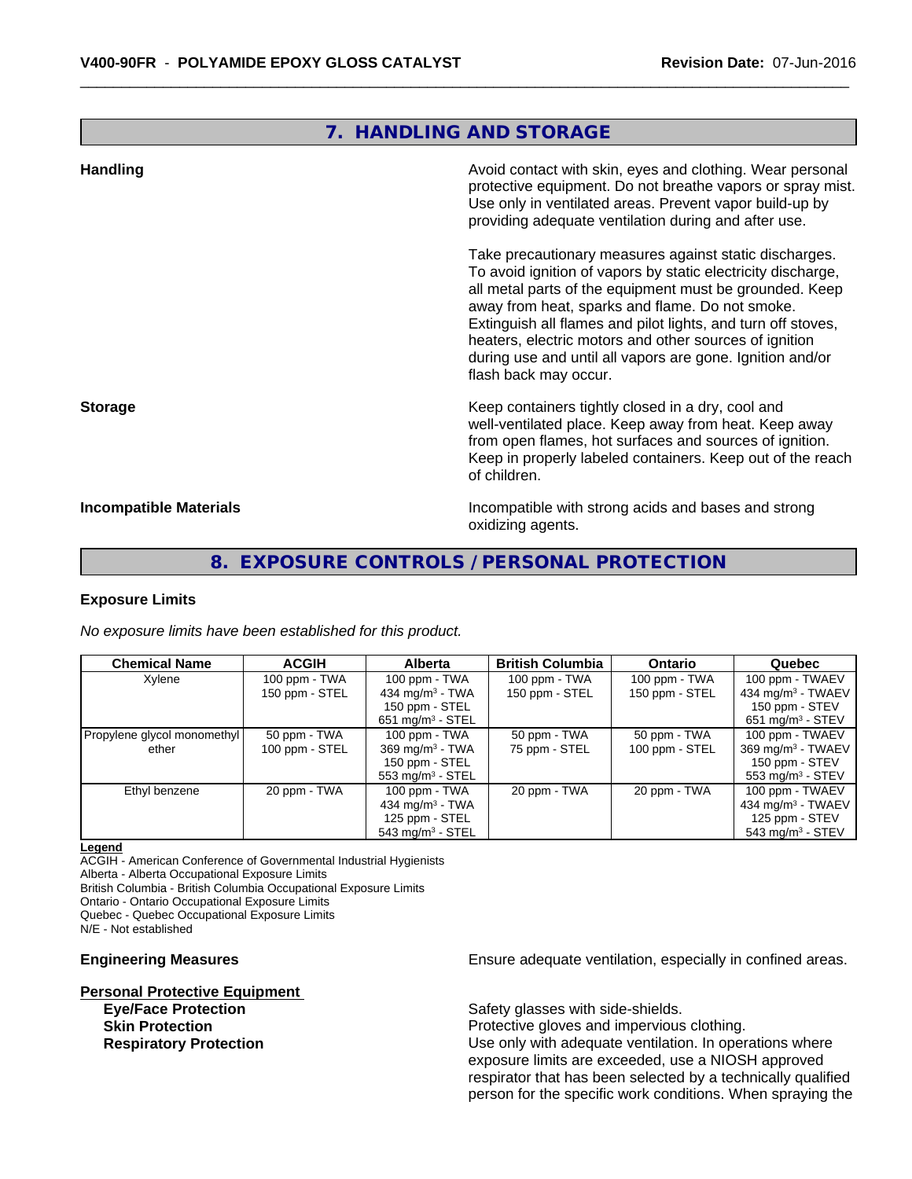## 7. HANDLING AND STORAGE

**Handling**

Avoid contact with skin, eyes and clothing. Wear personal protective equipment. Do not breathe vapors or spray mist. Use only in ventilated areas. Prevent vapor build-up by providing adequate ventilation during and after use.

Take precautionary measures against static discharges. To avoid ignition of vapors by static electricity discharge, all metal parts of the equipment must be grounded. Keep away from heat, sparks and flame. Do not smoke. Extinguish all flames and pilot lights, and turn off stoves, heaters, electric motors and other sources of ignition during use and until all vapors are gone. Ignition and/or flash back may occur.

**Storage**

Keep containers tightly closed in a dry, cool and well-ventilated place. Keep away from heat. Keep away from open flames, hot surfaces and sources of ignition. Keep in properly labeled containers. Keep out of the reach of children.

**Incompatible Materials**

Incompatible with strong acids and bases and strong oxidizing agents.

## 8. EXPOSURE CONTROLS / PERSONAL PROTECTION

### Exposure Limits

*No exposure limits have been established for this product.*

| Chemical Name | ACGIH | Alberta | British Columbia | Ontario | Quebec |
|---|---|---|---|---|---|
| Xylene | 100 ppm - TWA<br>150 ppm - STEL | 100 ppm - TWA<br>434 mg/m³ - TWA<br>150 ppm - STEL<br>651 mg/m³ - STEL | 100 ppm - TWA<br>150 ppm - STEL | 100 ppm - TWA<br>150 ppm - STEL | 100 ppm - TWAEV<br>434 mg/m³ - TWAEV<br>150 ppm - STEV<br>651 mg/m³ - STEV |
| Propylene glycol monomethyl ether | 50 ppm - TWA<br>100 ppm - STEL | 100 ppm - TWA<br>369 mg/m³ - TWA<br>150 ppm - STEL<br>553 mg/m³ - STEL | 50 ppm - TWA<br>75 ppm - STEL | 50 ppm - TWA<br>100 ppm - STEL | 100 ppm - TWAEV<br>369 mg/m³ - TWAEV<br>150 ppm - STEV<br>553 mg/m³ - STEV |
| Ethyl benzene | 20 ppm - TWA | 100 ppm - TWA<br>434 mg/m³ - TWA<br>125 ppm - STEL<br>543 mg/m³ - STEL | 20 ppm - TWA | 20 ppm - TWA | 100 ppm - TWAEV<br>434 mg/m³ - TWAEV<br>125 ppm - STEV<br>543 mg/m³ - STEV |

**Legend**

ACGIH - American Conference of Governmental Industrial Hygienists
Alberta - Alberta Occupational Exposure Limits
British Columbia - British Columbia Occupational Exposure Limits
Ontario - Ontario Occupational Exposure Limits
Quebec - Quebec Occupational Exposure Limits
N/E - Not established

**Engineering Measures**

Ensure adequate ventilation, especially in confined areas.

**Personal Protective Equipment**

**Eye/Face Protection**
Safety glasses with side-shields.

**Skin Protection**
Protective gloves and impervious clothing.

**Respiratory Protection**
Use only with adequate ventilation. In operations where exposure limits are exceeded, use a NIOSH approved respirator that has been selected by a technically qualified person for the specific work conditions. When spraying the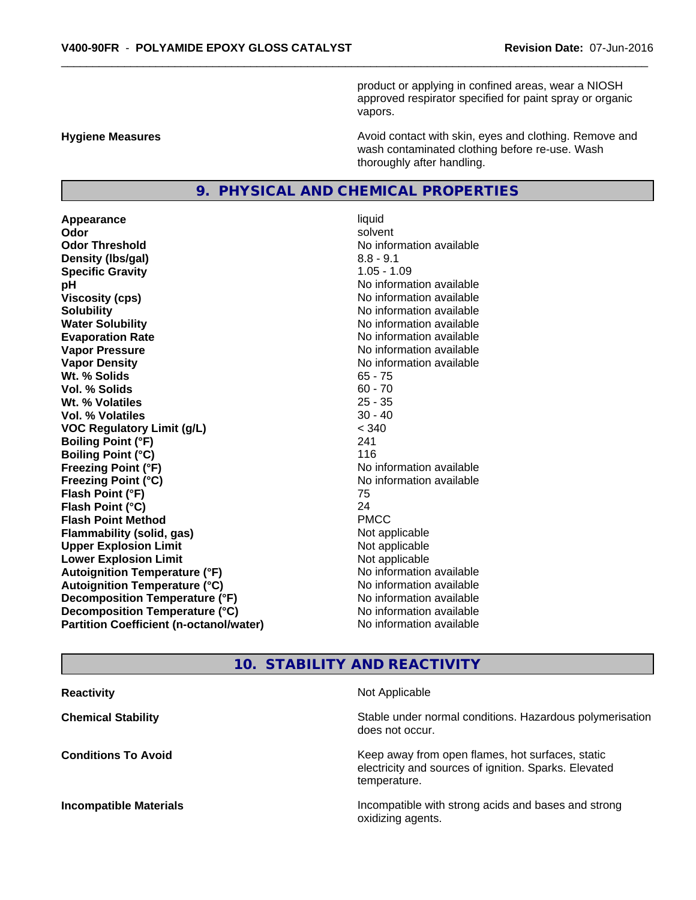product or applying in confined areas, wear a NIOSH approved respirator specified for paint spray or organic vapors.

| | |
|---|---|
| **Hygiene Measures** | Avoid contact with skin, eyes and clothing. Remove and wash contaminated clothing before re-use. Wash thoroughly after handling. |

## 9. PHYSICAL AND CHEMICAL PROPERTIES

| | |
|---|---|
| **Appearance** | liquid |
| **Odor** | solvent |
| **Odor Threshold** | No information available |
| **Density (lbs/gal)** | 8.8 - 9.1 |
| **Specific Gravity** | 1.05 - 1.09 |
| **pH** | No information available |
| **Viscosity (cps)** | No information available |
| **Solubility** | No information available |
| **Water Solubility** | No information available |
| **Evaporation Rate** | No information available |
| **Vapor Pressure** | No information available |
| **Vapor Density** | No information available |
| **Wt. % Solids** | 65 - 75 |
| **Vol. % Solids** | 60 - 70 |
| **Wt. % Volatiles** | 25 - 35 |
| **Vol. % Volatiles** | 30 - 40 |
| **VOC Regulatory Limit (g/L)** | < 340 |
| **Boiling Point (°F)** | 241 |
| **Boiling Point (°C)** | 116 |
| **Freezing Point (°F)** | No information available |
| **Freezing Point (°C)** | No information available |
| **Flash Point (°F)** | 75 |
| **Flash Point (°C)** | 24 |
| **Flash Point Method** | PMCC |
| **Flammability (solid, gas)** | Not applicable |
| **Upper Explosion Limit** | Not applicable |
| **Lower Explosion Limit** | Not applicable |
| **Autoignition Temperature (°F)** | No information available |
| **Autoignition Temperature (°C)** | No information available |
| **Decomposition Temperature (°F)** | No information available |
| **Decomposition Temperature (°C)** | No information available |
| **Partition Coefficient (n-octanol/water)** | No information available |

## 10. STABILITY AND REACTIVITY

| | |
|---|---|
| **Reactivity** | Not Applicable |
| **Chemical Stability** | Stable under normal conditions. Hazardous polymerisation does not occur. |
| **Conditions To Avoid** | Keep away from open flames, hot surfaces, static electricity and sources of ignition. Sparks. Elevated temperature. |
| **Incompatible Materials** | Incompatible with strong acids and bases and strong oxidizing agents. |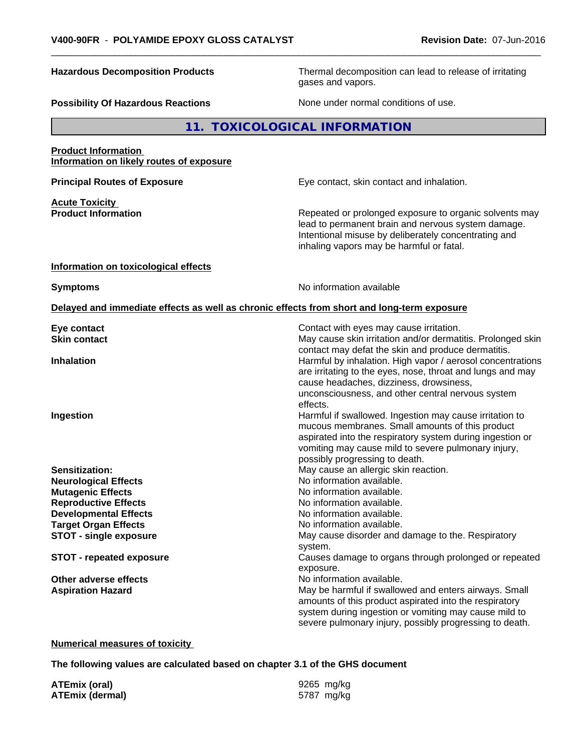**Hazardous Decomposition Products** — Thermal decomposition can lead to release of irritating gases and vapors.

**Possibility Of Hazardous Reactions** — None under normal conditions of use.

## 11. TOXICOLOGICAL INFORMATION

**Product Information**
**Information on likely routes of exposure**

**Principal Routes of Exposure** — Eye contact, skin contact and inhalation.

**Acute Toxicity**
**Product Information** — Repeated or prolonged exposure to organic solvents may lead to permanent brain and nervous system damage. Intentional misuse by deliberately concentrating and inhaling vapors may be harmful or fatal.

**Information on toxicological effects**

**Symptoms** — No information available

**Delayed and immediate effects as well as chronic effects from short and long-term exposure**

**Eye contact** — Contact with eyes may cause irritation.

**Skin contact** — May cause skin irritation and/or dermatitis. Prolonged skin contact may defat the skin and produce dermatitis.

**Inhalation** — Harmful by inhalation. High vapor / aerosol concentrations are irritating to the eyes, nose, throat and lungs and may cause headaches, dizziness, drowsiness, unconsciousness, and other central nervous system effects.

**Ingestion** — Harmful if swallowed. Ingestion may cause irritation to mucous membranes. Small amounts of this product aspirated into the respiratory system during ingestion or vomiting may cause mild to severe pulmonary injury, possibly progressing to death.

**Sensitization:** — May cause an allergic skin reaction.

**Neurological Effects** — No information available.

**Mutagenic Effects** — No information available.

**Reproductive Effects** — No information available.

**Developmental Effects** — No information available.

**Target Organ Effects** — No information available.

**STOT - single exposure** — May cause disorder and damage to the. Respiratory system.

**STOT - repeated exposure** — Causes damage to organs through prolonged or repeated exposure.

**Other adverse effects** — No information available.

**Aspiration Hazard** — May be harmful if swallowed and enters airways. Small amounts of this product aspirated into the respiratory system during ingestion or vomiting may cause mild to severe pulmonary injury, possibly progressing to death.

**Numerical measures of toxicity**

**The following values are calculated based on chapter 3.1 of the GHS document**

**ATEmix (oral)** — 9265 mg/kg

**ATEmix (dermal)** — 5787 mg/kg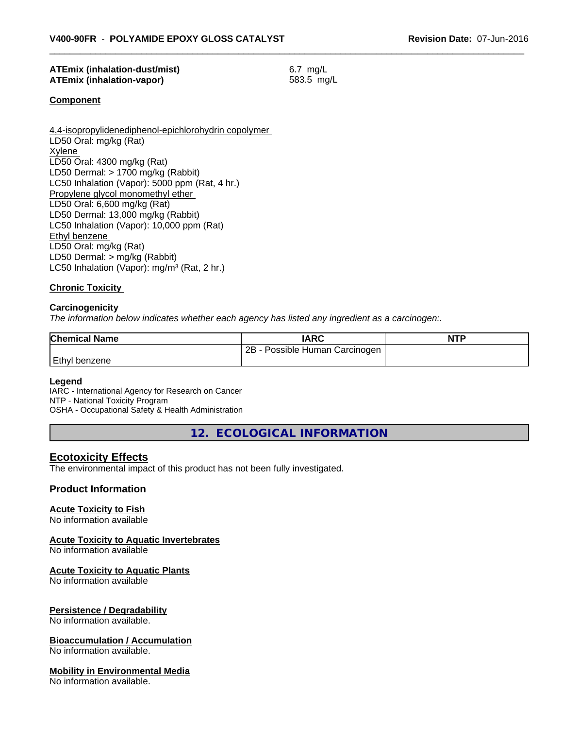**ATEmix (inhalation-dust/mist)** 6.7 mg/L
**ATEmix (inhalation-vapor)** 583.5 mg/L

**Component**

4,4-isopropylidenediphenol-epichlorohydrin copolymer
LD50 Oral: mg/kg (Rat)
Xylene
LD50 Oral: 4300 mg/kg (Rat)
LD50 Dermal: > 1700 mg/kg (Rabbit)
LC50 Inhalation (Vapor): 5000 ppm (Rat, 4 hr.)
Propylene glycol monomethyl ether
LD50 Oral: 6,600 mg/kg (Rat)
LD50 Dermal: 13,000 mg/kg (Rabbit)
LC50 Inhalation (Vapor): 10,000 ppm (Rat)
Ethyl benzene
LD50 Oral: mg/kg (Rat)
LD50 Dermal: > mg/kg (Rabbit)
LC50 Inhalation (Vapor): mg/m³ (Rat, 2 hr.)

**Chronic Toxicity**

**Carcinogenicity**

*The information below indicates whether each agency has listed any ingredient as a carcinogen:.*

| Chemical Name | IARC | NTP |
|---|---|---|
| Ethyl benzene | 2B - Possible Human Carcinogen | |

**Legend**
IARC - International Agency for Research on Cancer
NTP - National Toxicity Program
OSHA - Occupational Safety & Health Administration

## 12. ECOLOGICAL INFORMATION

### Ecotoxicity Effects

The environmental impact of this product has not been fully investigated.

### Product Information

**Acute Toxicity to Fish**
No information available

**Acute Toxicity to Aquatic Invertebrates**
No information available

**Acute Toxicity to Aquatic Plants**
No information available

**Persistence / Degradability**
No information available.

**Bioaccumulation / Accumulation**
No information available.

**Mobility in Environmental Media**
No information available.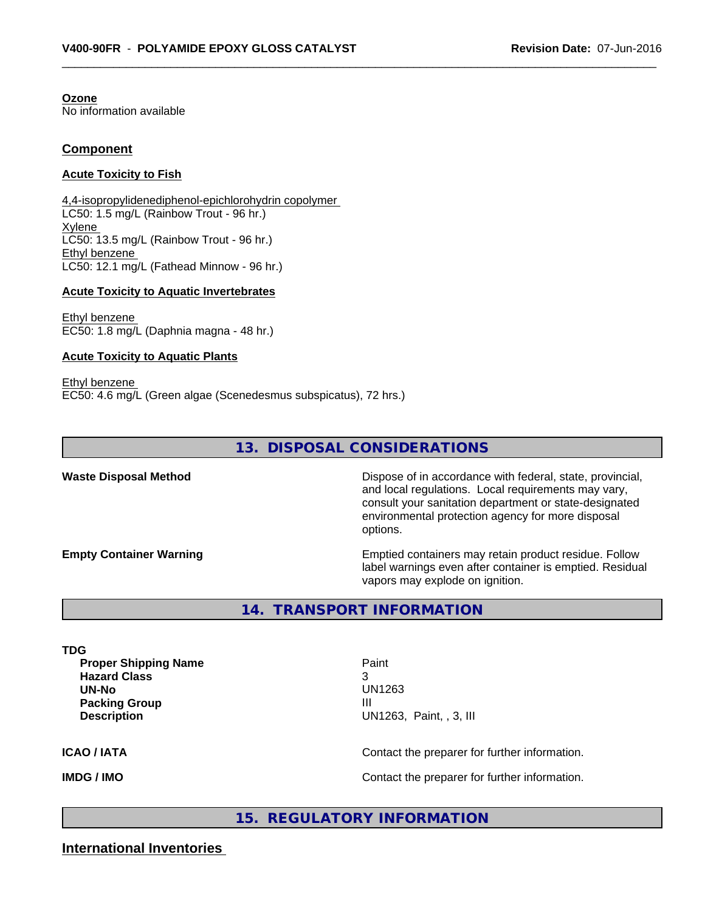**Ozone**
No information available

## Component

**Acute Toxicity to Fish**

4,4-isopropylidenediphenol-epichlorohydrin copolymer
LC50: 1.5 mg/L (Rainbow Trout - 96 hr.)
Xylene
LC50: 13.5 mg/L (Rainbow Trout - 96 hr.)
Ethyl benzene
LC50: 12.1 mg/L (Fathead Minnow - 96 hr.)

**Acute Toxicity to Aquatic Invertebrates**

Ethyl benzene
EC50: 1.8 mg/L (Daphnia magna - 48 hr.)

**Acute Toxicity to Aquatic Plants**

Ethyl benzene
EC50: 4.6 mg/L (Green algae (Scenedesmus subspicatus), 72 hrs.)

## 13. DISPOSAL CONSIDERATIONS

**Waste Disposal Method** — Dispose of in accordance with federal, state, provincial, and local regulations. Local requirements may vary, consult your sanitation department or state-designated environmental protection agency for more disposal options.

**Empty Container Warning** — Emptied containers may retain product residue. Follow label warnings even after container is emptied. Residual vapors may explode on ignition.

## 14. TRANSPORT INFORMATION

**TDG**

| | |
|---|---|
| **Proper Shipping Name** | Paint |
| **Hazard Class** | 3 |
| **UN-No** | UN1263 |
| **Packing Group** | III |
| **Description** | UN1263, Paint, , 3, III |

**ICAO / IATA** — Contact the preparer for further information.

**IMDG / IMO** — Contact the preparer for further information.

## 15. REGULATORY INFORMATION

## International Inventories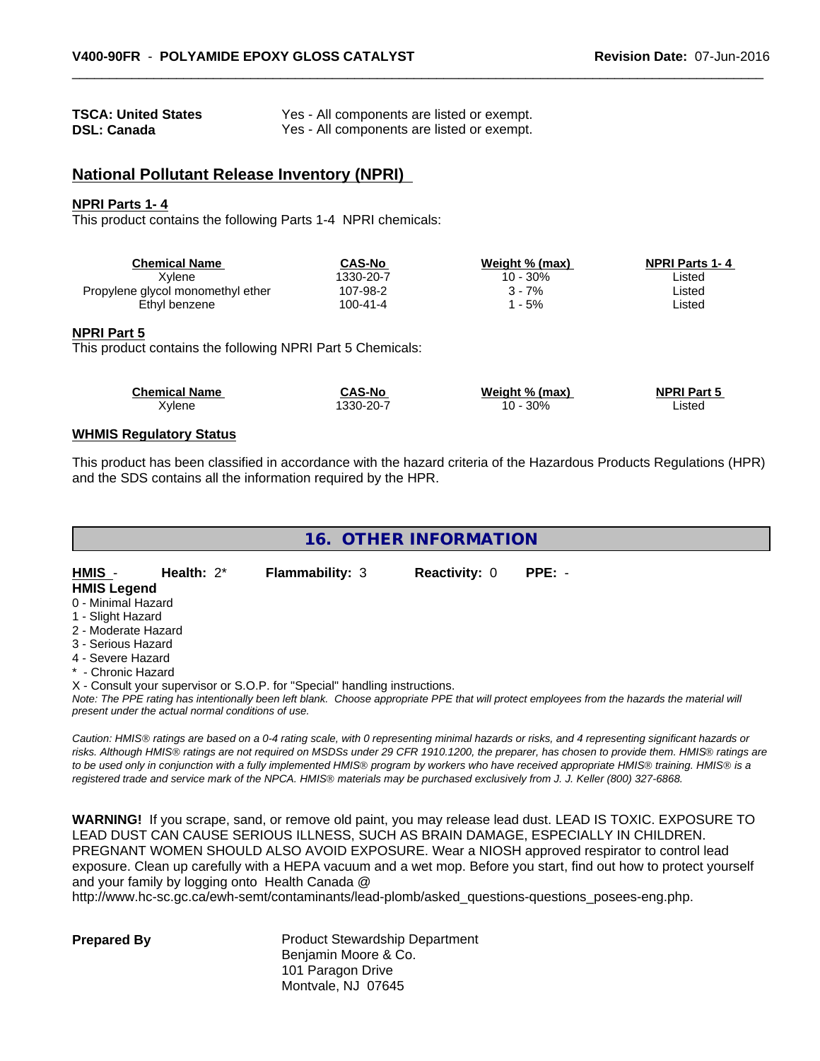| | |
|---|---|
| **TSCA: United States** | Yes - All components are listed or exempt. |
| **DSL: Canada** | Yes - All components are listed or exempt. |

## National Pollutant Release Inventory (NPRI)

**NPRI Parts 1- 4**

This product contains the following Parts 1-4 NPRI chemicals:

| Chemical Name | CAS-No | Weight % (max) | NPRI Parts 1- 4 |
|---|---|---|---|
| Xylene | 1330-20-7 | 10 - 30% | Listed |
| Propylene glycol monomethyl ether | 107-98-2 | 3 - 7% | Listed |
| Ethyl benzene | 100-41-4 | 1 - 5% | Listed |

**NPRI Part 5**

This product contains the following NPRI Part 5 Chemicals:

| Chemical Name | CAS-No | Weight % (max) | NPRI Part 5 |
|---|---|---|---|
| Xylene | 1330-20-7 | 10 - 30% | Listed |

**WHMIS Regulatory Status**

This product has been classified in accordance with the hazard criteria of the Hazardous Products Regulations (HPR) and the SDS contains all the information required by the HPR.

## 16. OTHER INFORMATION

**HMIS** - **Health:** 2* **Flammability:** 3 **Reactivity:** 0 **PPE:** -

**HMIS Legend**

0 - Minimal Hazard
1 - Slight Hazard
2 - Moderate Hazard
3 - Serious Hazard
4 - Severe Hazard
* - Chronic Hazard
X - Consult your supervisor or S.O.P. for "Special" handling instructions.

*Note: The PPE rating has intentionally been left blank. Choose appropriate PPE that will protect employees from the hazards the material will present under the actual normal conditions of use.*

*Caution: HMIS® ratings are based on a 0-4 rating scale, with 0 representing minimal hazards or risks, and 4 representing significant hazards or risks. Although HMIS® ratings are not required on MSDSs under 29 CFR 1910.1200, the preparer, has chosen to provide them. HMIS® ratings are to be used only in conjunction with a fully implemented HMIS® program by workers who have received appropriate HMIS® training. HMIS® is a registered trade and service mark of the NPCA. HMIS® materials may be purchased exclusively from J. J. Keller (800) 327-6868.*

**WARNING!** If you scrape, sand, or remove old paint, you may release lead dust. LEAD IS TOXIC. EXPOSURE TO LEAD DUST CAN CAUSE SERIOUS ILLNESS, SUCH AS BRAIN DAMAGE, ESPECIALLY IN CHILDREN. PREGNANT WOMEN SHOULD ALSO AVOID EXPOSURE. Wear a NIOSH approved respirator to control lead exposure. Clean up carefully with a HEPA vacuum and a wet mop. Before you start, find out how to protect yourself and your family by logging onto Health Canada @ http://www.hc-sc.gc.ca/ewh-semt/contaminants/lead-plomb/asked_questions-questions_posees-eng.php.

**Prepared By**

Product Stewardship Department
Benjamin Moore & Co.
101 Paragon Drive
Montvale, NJ 07645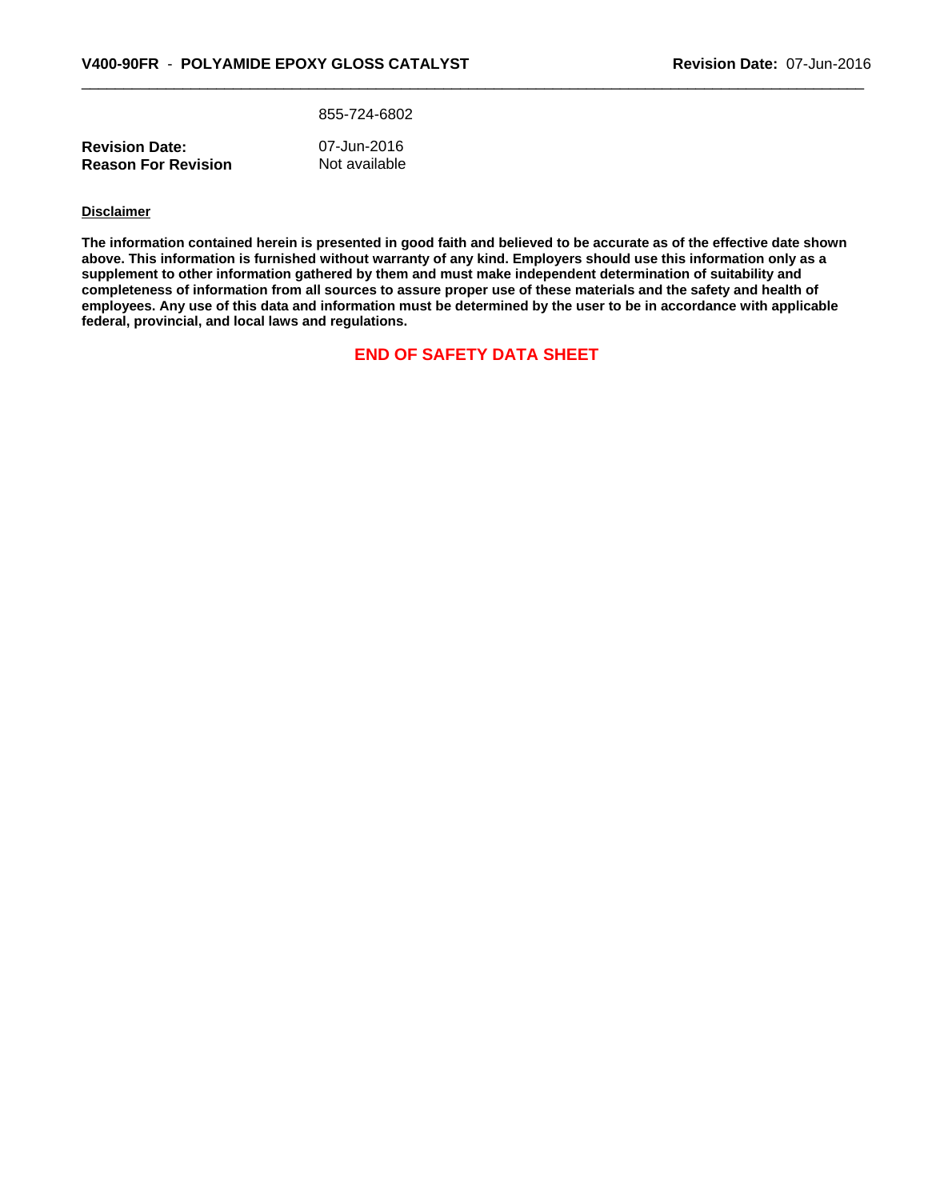855-724-6802

| | |
|---|---|
| **Revision Date:** | 07-Jun-2016 |
| **Reason For Revision** | Not available |

**Disclaimer**

**The information contained herein is presented in good faith and believed to be accurate as of the effective date shown above. This information is furnished without warranty of any kind. Employers should use this information only as a supplement to other information gathered by them and must make independent determination of suitability and completeness of information from all sources to assure proper use of these materials and the safety and health of employees. Any use of this data and information must be determined by the user to be in accordance with applicable federal, provincial, and local laws and regulations.**

**END OF SAFETY DATA SHEET**